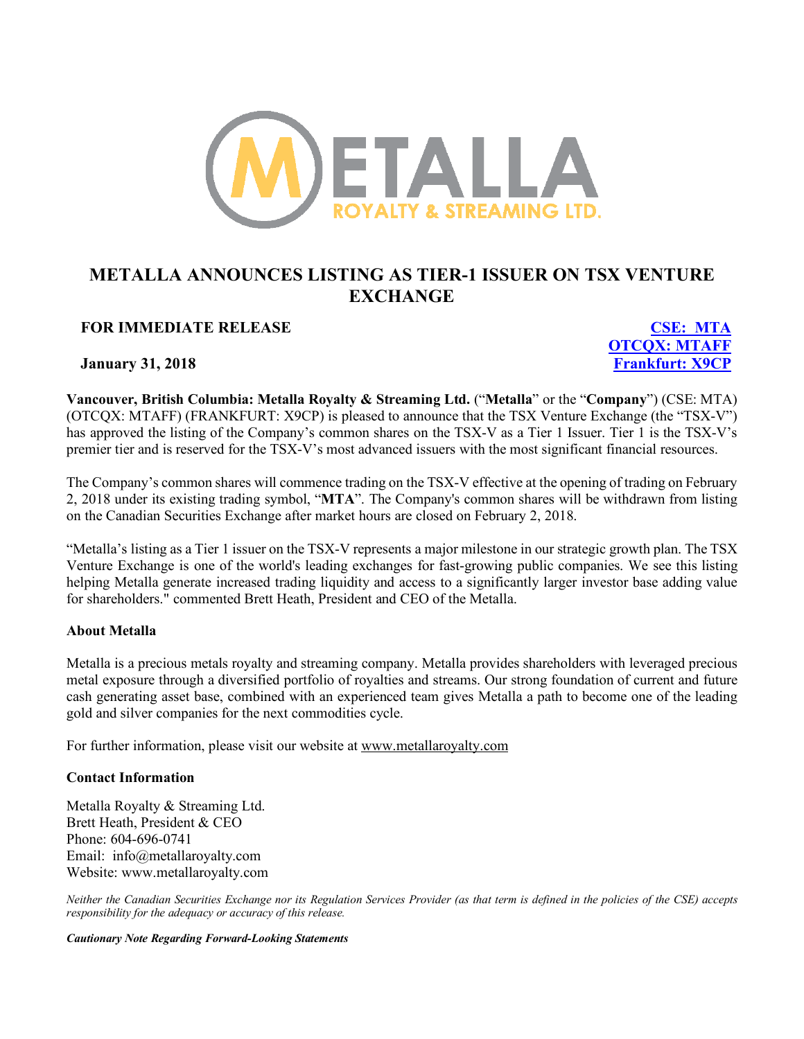METALLA
ROYALTY & STREAMING LTD.

# METALLA ANNOUNCES LISTING AS TIER-1 ISSUER ON TSX VENTURE EXCHANGE

**FOR IMMEDIATE RELEASE**

**January 31, 2018**

**CSE: MTA**
**OTCQX: MTAFF**
**Frankfurt: X9CP**

**Vancouver, British Columbia: Metalla Royalty & Streaming Ltd.** ("**Metalla**" or the "**Company**") (CSE: MTA) (OTCQX: MTAFF) (FRANKFURT: X9CP) is pleased to announce that the TSX Venture Exchange (the "TSX-V") has approved the listing of the Company's common shares on the TSX-V as a Tier 1 Issuer. Tier 1 is the TSX-V's premier tier and is reserved for the TSX-V's most advanced issuers with the most significant financial resources.

The Company's common shares will commence trading on the TSX-V effective at the opening of trading on February 2, 2018 under its existing trading symbol, "**MTA**". The Company's common shares will be withdrawn from listing on the Canadian Securities Exchange after market hours are closed on February 2, 2018.

"Metalla's listing as a Tier 1 issuer on the TSX-V represents a major milestone in our strategic growth plan. The TSX Venture Exchange is one of the world's leading exchanges for fast-growing public companies. We see this listing helping Metalla generate increased trading liquidity and access to a significantly larger investor base adding value for shareholders." commented Brett Heath, President and CEO of the Metalla.

### About Metalla

Metalla is a precious metals royalty and streaming company. Metalla provides shareholders with leveraged precious metal exposure through a diversified portfolio of royalties and streams. Our strong foundation of current and future cash generating asset base, combined with an experienced team gives Metalla a path to become one of the leading gold and silver companies for the next commodities cycle.

For further information, please visit our website at www.metallaroyalty.com

### Contact Information

Metalla Royalty & Streaming Ltd.
Brett Heath, President & CEO
Phone: 604-696-0741
Email: info@metallaroyalty.com
Website: www.metallaroyalty.com

*Neither the Canadian Securities Exchange nor its Regulation Services Provider (as that term is defined in the policies of the CSE) accepts responsibility for the adequacy or accuracy of this release.*

***Cautionary Note Regarding Forward-Looking Statements***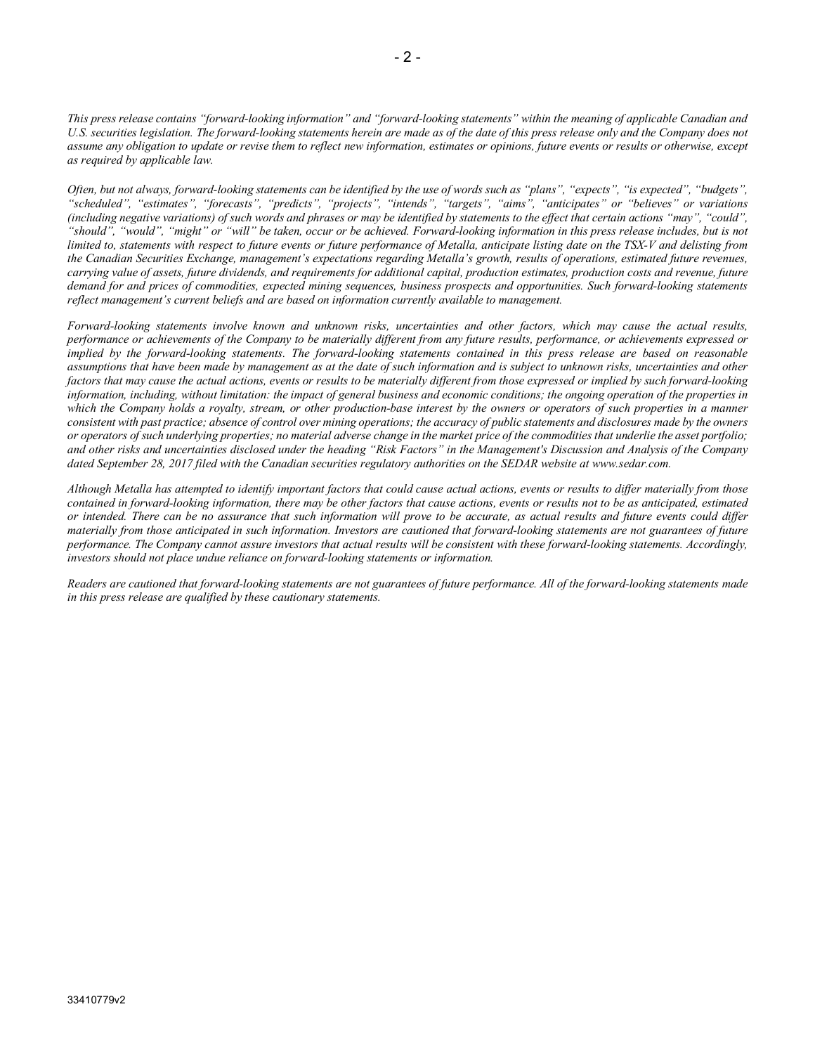*This press release contains "forward-looking information" and "forward-looking statements" within the meaning of applicable Canadian and U.S. securities legislation. The forward-looking statements herein are made as of the date of this press release only and the Company does not assume any obligation to update or revise them to reflect new information, estimates or opinions, future events or results or otherwise, except as required by applicable law.*

*Often, but not always, forward-looking statements can be identified by the use of words such as "plans", "expects", "is expected", "budgets", "scheduled", "estimates", "forecasts", "predicts", "projects", "intends", "targets", "aims", "anticipates" or "believes" or variations (including negative variations) of such words and phrases or may be identified by statements to the effect that certain actions "may", "could", "should", "would", "might" or "will" be taken, occur or be achieved. Forward-looking information in this press release includes, but is not limited to, statements with respect to future events or future performance of Metalla, anticipate listing date on the TSX-V and delisting from the Canadian Securities Exchange, management's expectations regarding Metalla's growth, results of operations, estimated future revenues, carrying value of assets, future dividends, and requirements for additional capital, production estimates, production costs and revenue, future demand for and prices of commodities, expected mining sequences, business prospects and opportunities. Such forward-looking statements reflect management's current beliefs and are based on information currently available to management.*

*Forward-looking statements involve known and unknown risks, uncertainties and other factors, which may cause the actual results, performance or achievements of the Company to be materially different from any future results, performance, or achievements expressed or implied by the forward-looking statements. The forward-looking statements contained in this press release are based on reasonable assumptions that have been made by management as at the date of such information and is subject to unknown risks, uncertainties and other factors that may cause the actual actions, events or results to be materially different from those expressed or implied by such forward-looking information, including, without limitation: the impact of general business and economic conditions; the ongoing operation of the properties in which the Company holds a royalty, stream, or other production-base interest by the owners or operators of such properties in a manner consistent with past practice; absence of control over mining operations; the accuracy of public statements and disclosures made by the owners or operators of such underlying properties; no material adverse change in the market price of the commodities that underlie the asset portfolio; and other risks and uncertainties disclosed under the heading "Risk Factors" in the Management's Discussion and Analysis of the Company dated September 28, 2017 filed with the Canadian securities regulatory authorities on the SEDAR website at www.sedar.com.*

*Although Metalla has attempted to identify important factors that could cause actual actions, events or results to differ materially from those contained in forward-looking information, there may be other factors that cause actions, events or results not to be as anticipated, estimated or intended. There can be no assurance that such information will prove to be accurate, as actual results and future events could differ materially from those anticipated in such information. Investors are cautioned that forward-looking statements are not guarantees of future performance. The Company cannot assure investors that actual results will be consistent with these forward-looking statements. Accordingly, investors should not place undue reliance on forward-looking statements or information.*

*Readers are cautioned that forward-looking statements are not guarantees of future performance. All of the forward-looking statements made in this press release are qualified by these cautionary statements.*

33410779v2